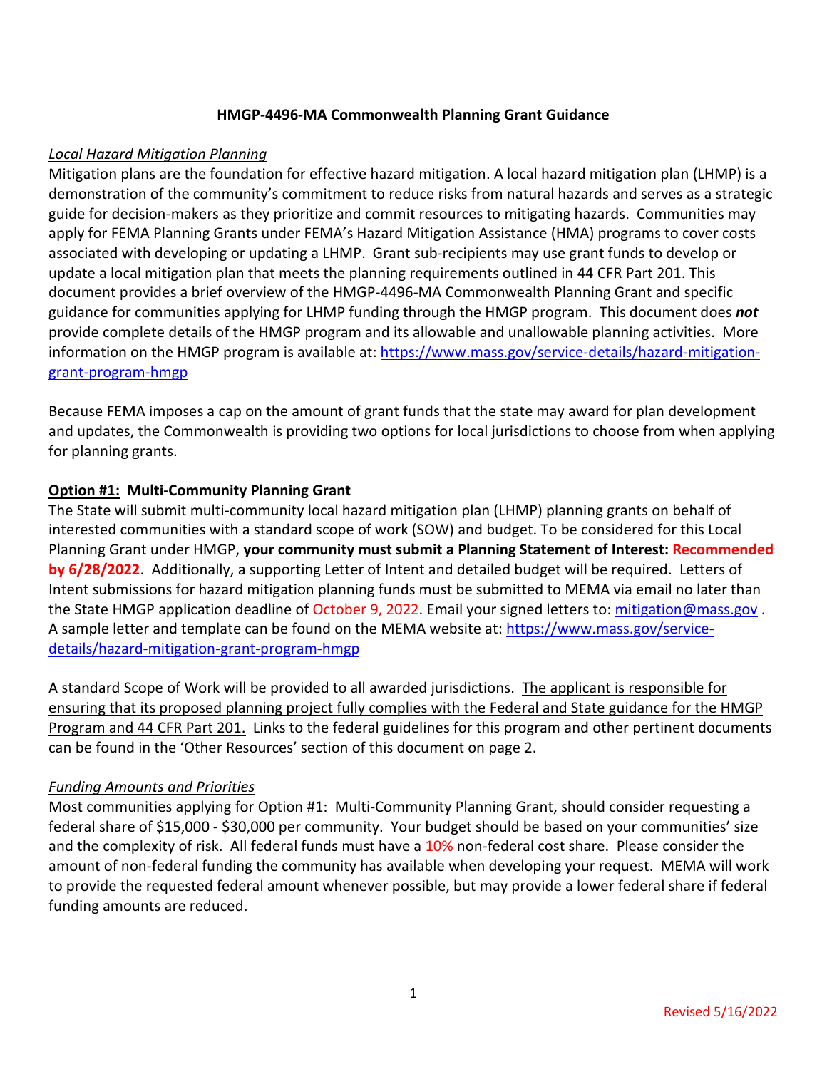# HMGP-4496-MA Commonwealth Planning Grant Guidance

*Local Hazard Mitigation Planning*

Mitigation plans are the foundation for effective hazard mitigation. A local hazard mitigation plan (LHMP) is a demonstration of the community's commitment to reduce risks from natural hazards and serves as a strategic guide for decision-makers as they prioritize and commit resources to mitigating hazards. Communities may apply for FEMA Planning Grants under FEMA's Hazard Mitigation Assistance (HMA) programs to cover costs associated with developing or updating a LHMP. Grant sub-recipients may use grant funds to develop or update a local mitigation plan that meets the planning requirements outlined in 44 CFR Part 201. This document provides a brief overview of the HMGP-4496-MA Commonwealth Planning Grant and specific guidance for communities applying for LHMP funding through the HMGP program. This document does ***not*** provide complete details of the HMGP program and its allowable and unallowable planning activities. More information on the HMGP program is available at: https://www.mass.gov/service-details/hazard-mitigation-grant-program-hmgp

Because FEMA imposes a cap on the amount of grant funds that the state may award for plan development and updates, the Commonwealth is providing two options for local jurisdictions to choose from when applying for planning grants.

## Option #1: Multi-Community Planning Grant

The State will submit multi-community local hazard mitigation plan (LHMP) planning grants on behalf of interested communities with a standard scope of work (SOW) and budget. To be considered for this Local Planning Grant under HMGP, **your community must submit a Planning Statement of Interest: Recommended by 6/28/2022**. Additionally, a supporting Letter of Intent and detailed budget will be required. Letters of Intent submissions for hazard mitigation planning funds must be submitted to MEMA via email no later than the State HMGP application deadline of October 9, 2022. Email your signed letters to: mitigation@mass.gov . A sample letter and template can be found on the MEMA website at: https://www.mass.gov/service-details/hazard-mitigation-grant-program-hmgp

A standard Scope of Work will be provided to all awarded jurisdictions. The applicant is responsible for ensuring that its proposed planning project fully complies with the Federal and State guidance for the HMGP Program and 44 CFR Part 201. Links to the federal guidelines for this program and other pertinent documents can be found in the 'Other Resources' section of this document on page 2.

*Funding Amounts and Priorities*

Most communities applying for Option #1: Multi-Community Planning Grant, should consider requesting a federal share of $15,000 - $30,000 per community. Your budget should be based on your communities' size and the complexity of risk. All federal funds must have a 10% non-federal cost share. Please consider the amount of non-federal funding the community has available when developing your request. MEMA will work to provide the requested federal amount whenever possible, but may provide a lower federal share if federal funding amounts are reduced.

Revised 5/16/2022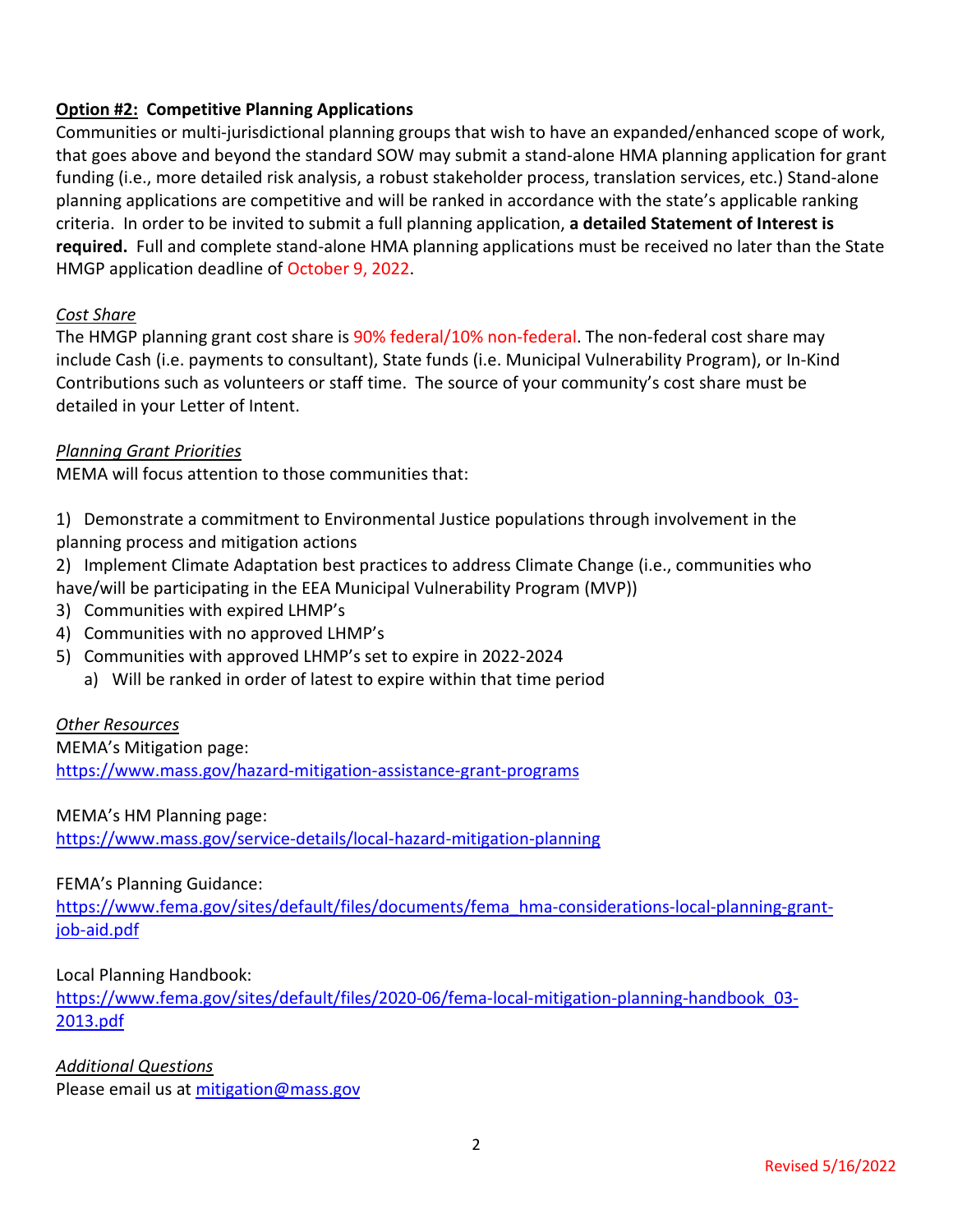**Option #2: Competitive Planning Applications**

Communities or multi-jurisdictional planning groups that wish to have an expanded/enhanced scope of work, that goes above and beyond the standard SOW may submit a stand-alone HMA planning application for grant funding (i.e., more detailed risk analysis, a robust stakeholder process, translation services, etc.) Stand-alone planning applications are competitive and will be ranked in accordance with the state's applicable ranking criteria. In order to be invited to submit a full planning application, **a detailed Statement of Interest is required.** Full and complete stand-alone HMA planning applications must be received no later than the State HMGP application deadline of October 9, 2022.

*Cost Share*

The HMGP planning grant cost share is 90% federal/10% non-federal. The non-federal cost share may include Cash (i.e. payments to consultant), State funds (i.e. Municipal Vulnerability Program), or In-Kind Contributions such as volunteers or staff time. The source of your community's cost share must be detailed in your Letter of Intent.

*Planning Grant Priorities*

MEMA will focus attention to those communities that:

1) Demonstrate a commitment to Environmental Justice populations through involvement in the planning process and mitigation actions
2) Implement Climate Adaptation best practices to address Climate Change (i.e., communities who have/will be participating in the EEA Municipal Vulnerability Program (MVP))
3) Communities with expired LHMP's
4) Communities with no approved LHMP's
5) Communities with approved LHMP's set to expire in 2022-2024
   a) Will be ranked in order of latest to expire within that time period

*Other Resources*

MEMA's Mitigation page:
https://www.mass.gov/hazard-mitigation-assistance-grant-programs

MEMA's HM Planning page:
https://www.mass.gov/service-details/local-hazard-mitigation-planning

FEMA's Planning Guidance:
https://www.fema.gov/sites/default/files/documents/fema_hma-considerations-local-planning-grant-job-aid.pdf

Local Planning Handbook:
https://www.fema.gov/sites/default/files/2020-06/fema-local-mitigation-planning-handbook_03-2013.pdf

*Additional Questions*

Please email us at mitigation@mass.gov

Revised 5/16/2022